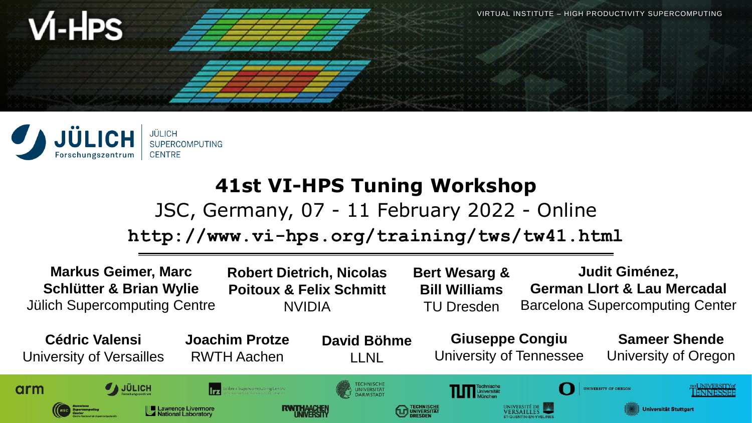VI-HPS

VIRTUAL INSTITUTE – HIGH PRODUCTIVITY SUPERCOMPUTING

JÜLICH Forschungszentrum | JÜLICH SUPERCOMPUTING CENTRE

# 41st VI-HPS Tuning Workshop

JSC, Germany, 07 - 11 February 2022 - Online

**http://www.vi-hps.org/training/tws/tw41.html**

---

**Markus Geimer, Marc Schlütter & Brian Wylie**
Jülich Supercomputing Centre

**Robert Dietrich, Nicolas Poitoux & Felix Schmitt**
NVIDIA

**Bert Wesarg & Bill Williams**
TU Dresden

**Judit Giménez, German Llort & Lau Mercadal**
Barcelona Supercomputing Center

**Cédric Valensi**
University of Versailles

**Joachim Protze**
RWTH Aachen

**David Böhme**
LLNL

**Giuseppe Congiu**
University of Tennessee

**Sameer Shende**
University of Oregon

arm · JÜLICH Forschungszentrum · lrz Leibniz Supercomputing Centre · Technische Universität Darmstadt · TUM Technische Universität München · University of Oregon · The University of Tennessee · Barcelona Supercomputing Center · Lawrence Livermore National Laboratory · RWTH Aachen University · Technische Universität Dresden · Université de Versailles St-Quentin-en-Yvelines · Universität Stuttgart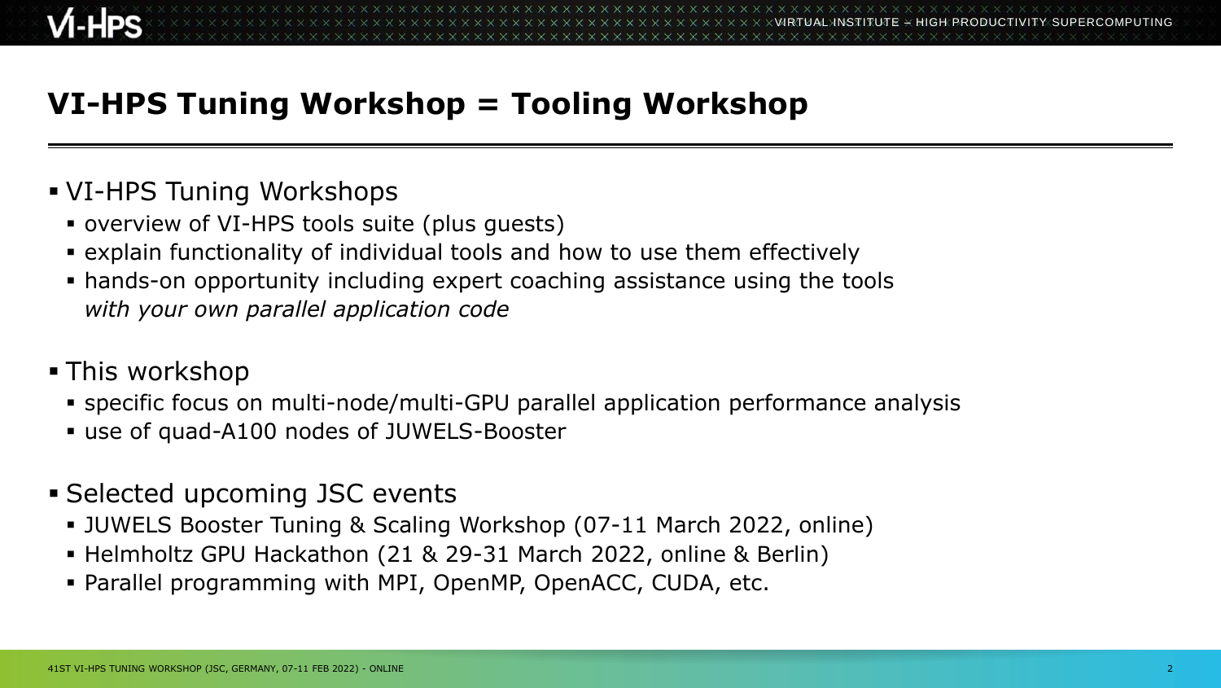# VI-HPS Tuning Workshop = Tooling Workshop

- VI-HPS Tuning Workshops
  - overview of VI-HPS tools suite (plus guests)
  - explain functionality of individual tools and how to use them effectively
  - hands-on opportunity including expert coaching assistance using the tools *with your own parallel application code*
- This workshop
  - specific focus on multi-node/multi-GPU parallel application performance analysis
  - use of quad-A100 nodes of JUWELS-Booster
- Selected upcoming JSC events
  - JUWELS Booster Tuning & Scaling Workshop (07-11 March 2022, online)
  - Helmholtz GPU Hackathon (21 & 29-31 March 2022, online & Berlin)
  - Parallel programming with MPI, OpenMP, OpenACC, CUDA, etc.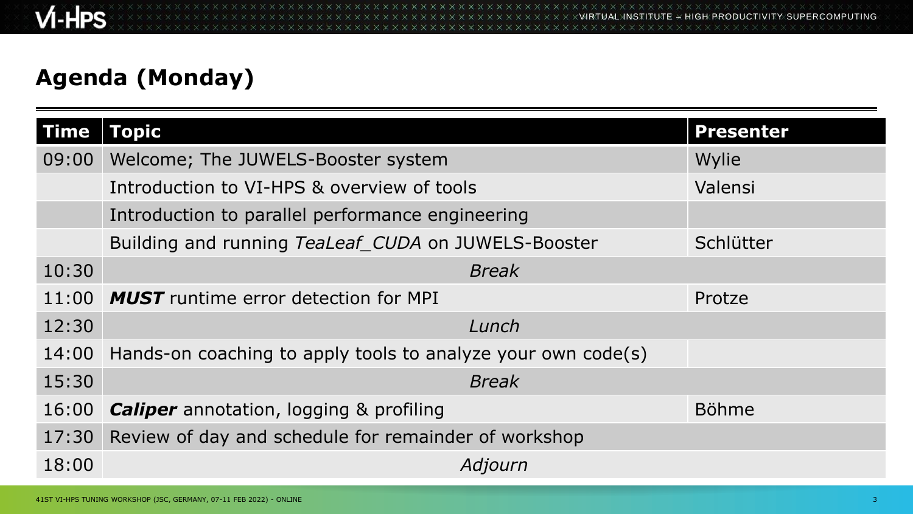# Agenda (Monday)

| Time | Topic | Presenter |
|---|---|---|
| 09:00 | Welcome; The JUWELS-Booster system | Wylie |
| | Introduction to VI-HPS & overview of tools | Valensi |
| | Introduction to parallel performance engineering | |
| | Building and running *TeaLeaf_CUDA* on JUWELS-Booster | Schlütter |
| 10:30 | *Break* | |
| 11:00 | ***MUST*** runtime error detection for MPI | Protze |
| 12:30 | *Lunch* | |
| 14:00 | Hands-on coaching to apply tools to analyze your own code(s) | |
| 15:30 | *Break* | |
| 16:00 | ***Caliper*** annotation, logging & profiling | Böhme |
| 17:30 | Review of day and schedule for remainder of workshop | |
| 18:00 | *Adjourn* | |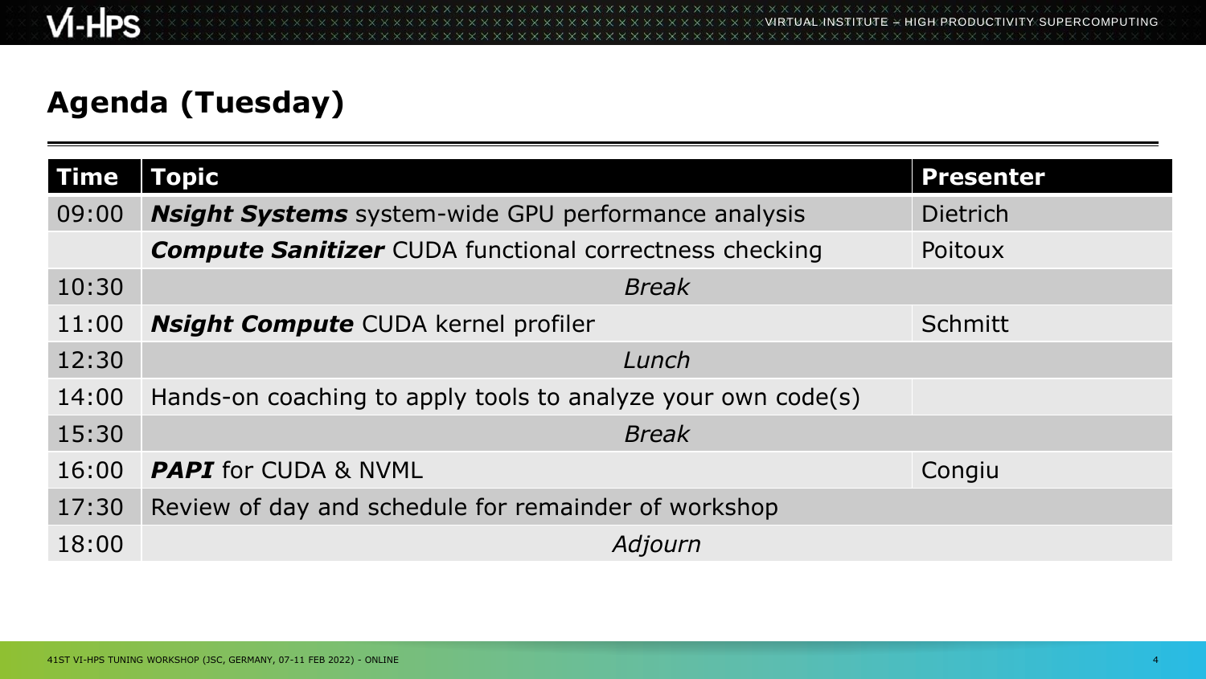## Agenda (Tuesday)

| Time | Topic | Presenter |
|---|---|---|
| 09:00 | ***Nsight Systems*** system-wide GPU performance analysis | Dietrich |
| | ***Compute Sanitizer*** CUDA functional correctness checking | Poitoux |
| 10:30 | *Break* | |
| 11:00 | ***Nsight Compute*** CUDA kernel profiler | Schmitt |
| 12:30 | *Lunch* | |
| 14:00 | Hands-on coaching to apply tools to analyze your own code(s) | |
| 15:30 | *Break* | |
| 16:00 | ***PAPI*** for CUDA & NVML | Congiu |
| 17:30 | Review of day and schedule for remainder of workshop | |
| 18:00 | *Adjourn* | |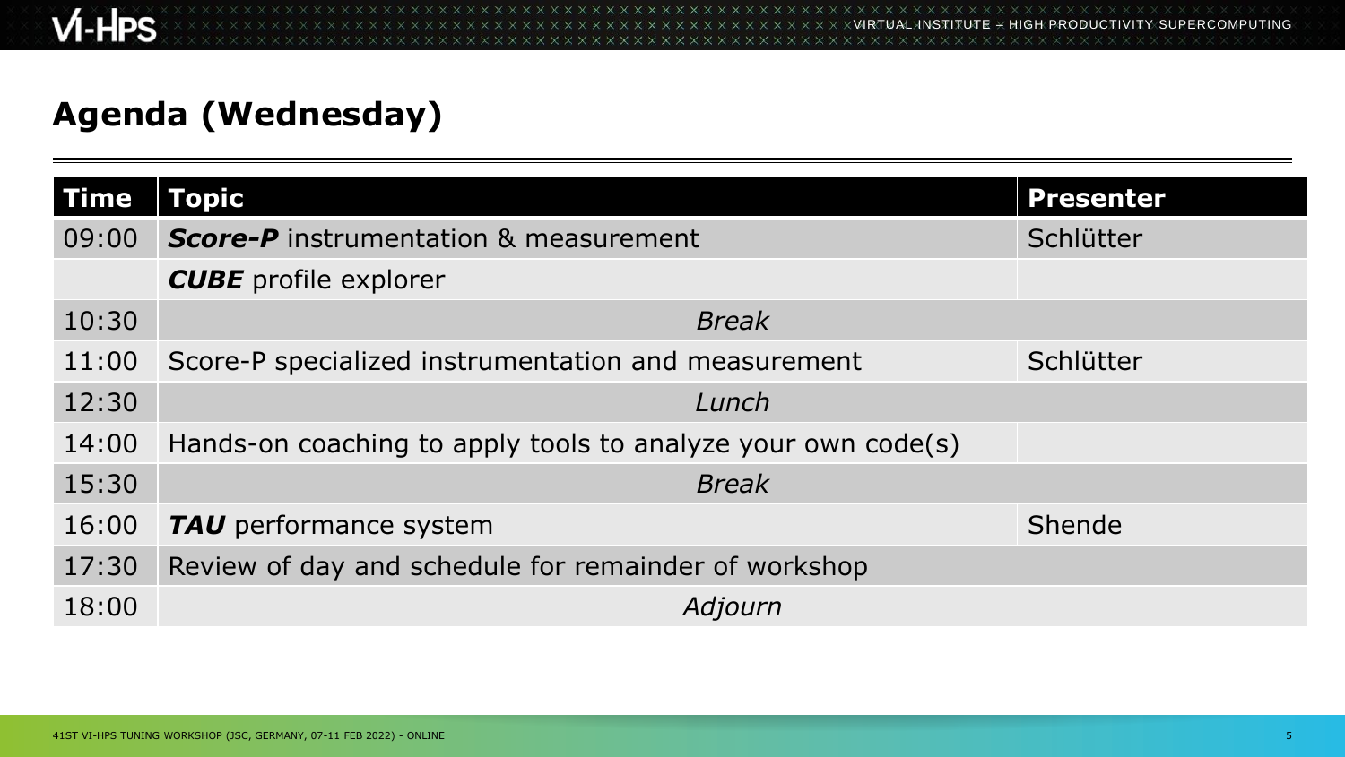## Agenda (Wednesday)

| Time | Topic | Presenter |
|---|---|---|
| 09:00 | ***Score-P*** instrumentation & measurement | Schlütter |
| | ***CUBE*** profile explorer | |
| 10:30 | *Break* | |
| 11:00 | Score-P specialized instrumentation and measurement | Schlütter |
| 12:30 | *Lunch* | |
| 14:00 | Hands-on coaching to apply tools to analyze your own code(s) | |
| 15:30 | *Break* | |
| 16:00 | ***TAU*** performance system | Shende |
| 17:30 | Review of day and schedule for remainder of workshop | |
| 18:00 | *Adjourn* | |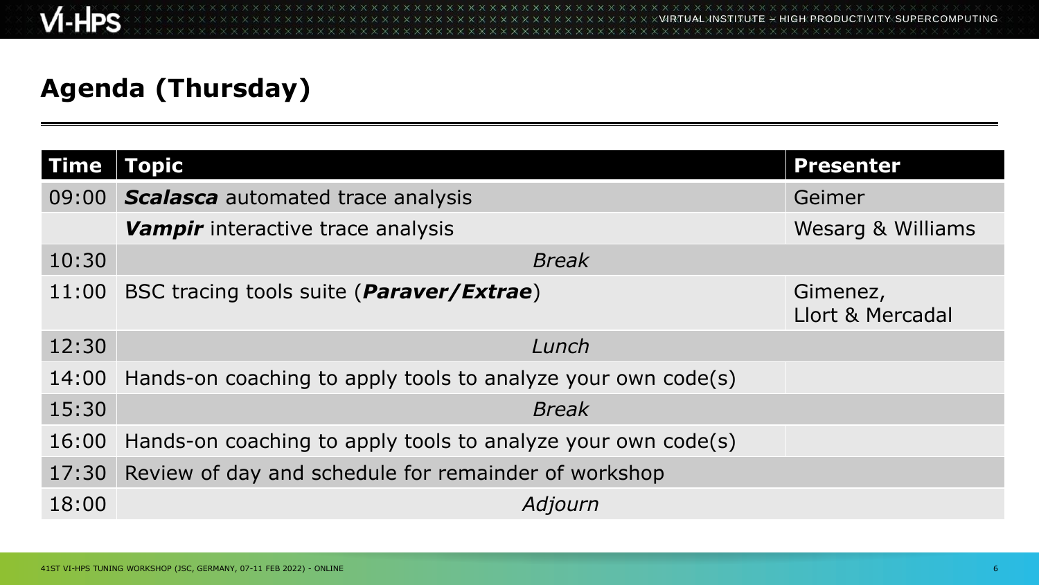## Agenda (Thursday)

| Time | Topic | Presenter |
|---|---|---|
| 09:00 | ***Scalasca*** automated trace analysis | Geimer |
| | ***Vampir*** interactive trace analysis | Wesarg & Williams |
| 10:30 | *Break* | |
| 11:00 | BSC tracing tools suite (***Paraver/Extrae***) | Gimenez, Llort & Mercadal |
| 12:30 | *Lunch* | |
| 14:00 | Hands-on coaching to apply tools to analyze your own code(s) | |
| 15:30 | *Break* | |
| 16:00 | Hands-on coaching to apply tools to analyze your own code(s) | |
| 17:30 | Review of day and schedule for remainder of workshop | |
| 18:00 | *Adjourn* | |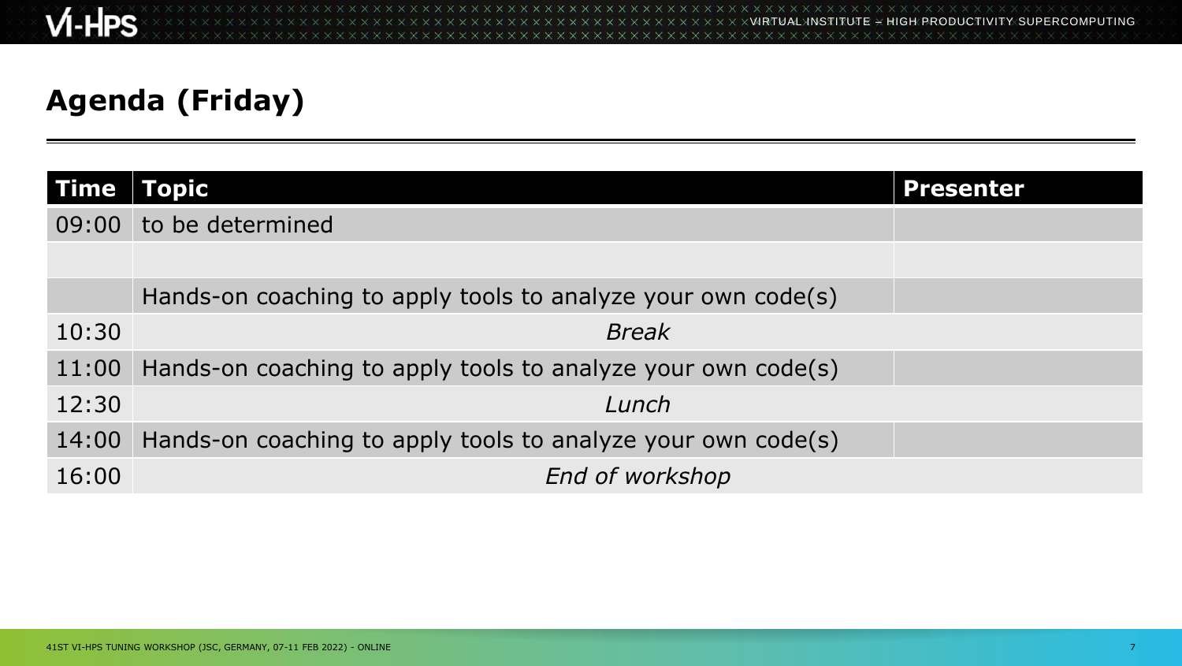## Agenda (Friday)

| Time | Topic | Presenter |
| --- | --- | --- |
| 09:00 | to be determined | |
| | | |
| | Hands-on coaching to apply tools to analyze your own code(s) | |
| 10:30 | *Break* | |
| 11:00 | Hands-on coaching to apply tools to analyze your own code(s) | |
| 12:30 | *Lunch* | |
| 14:00 | Hands-on coaching to apply tools to analyze your own code(s) | |
| 16:00 | *End of workshop* | |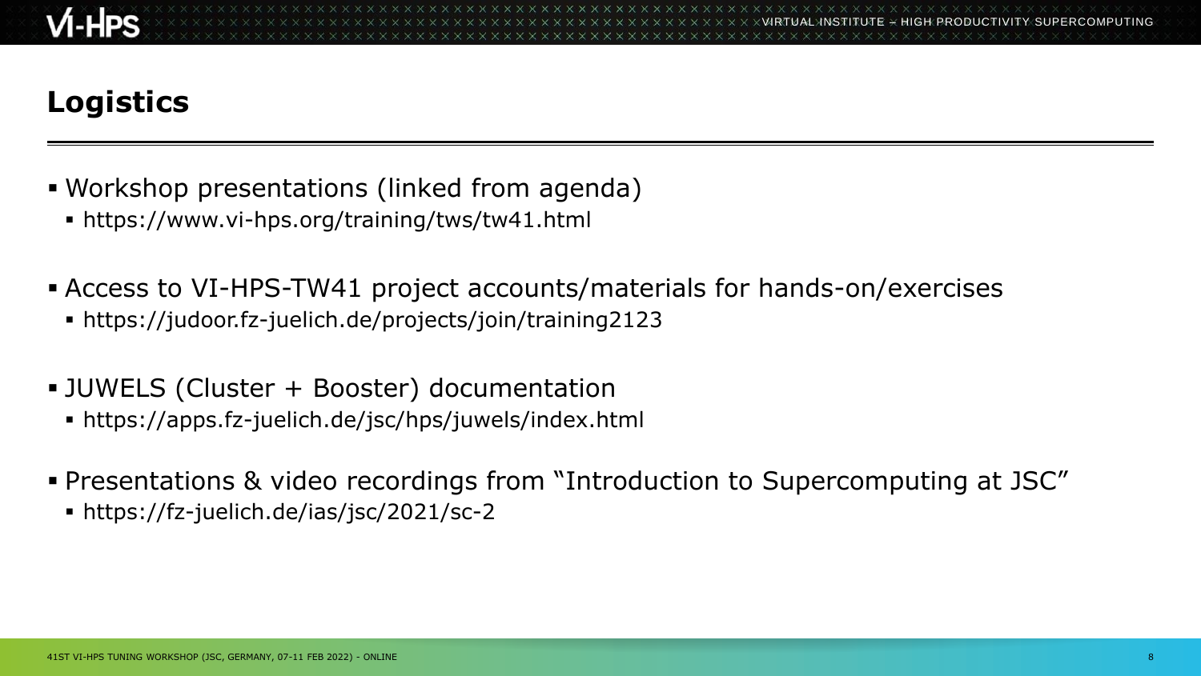# Logistics

- Workshop presentations (linked from agenda)
  - https://www.vi-hps.org/training/tws/tw41.html
- Access to VI-HPS-TW41 project accounts/materials for hands-on/exercises
  - https://judoor.fz-juelich.de/projects/join/training2123
- JUWELS (Cluster + Booster) documentation
  - https://apps.fz-juelich.de/jsc/hps/juwels/index.html
- Presentations & video recordings from "Introduction to Supercomputing at JSC"
  - https://fz-juelich.de/ias/jsc/2021/sc-2